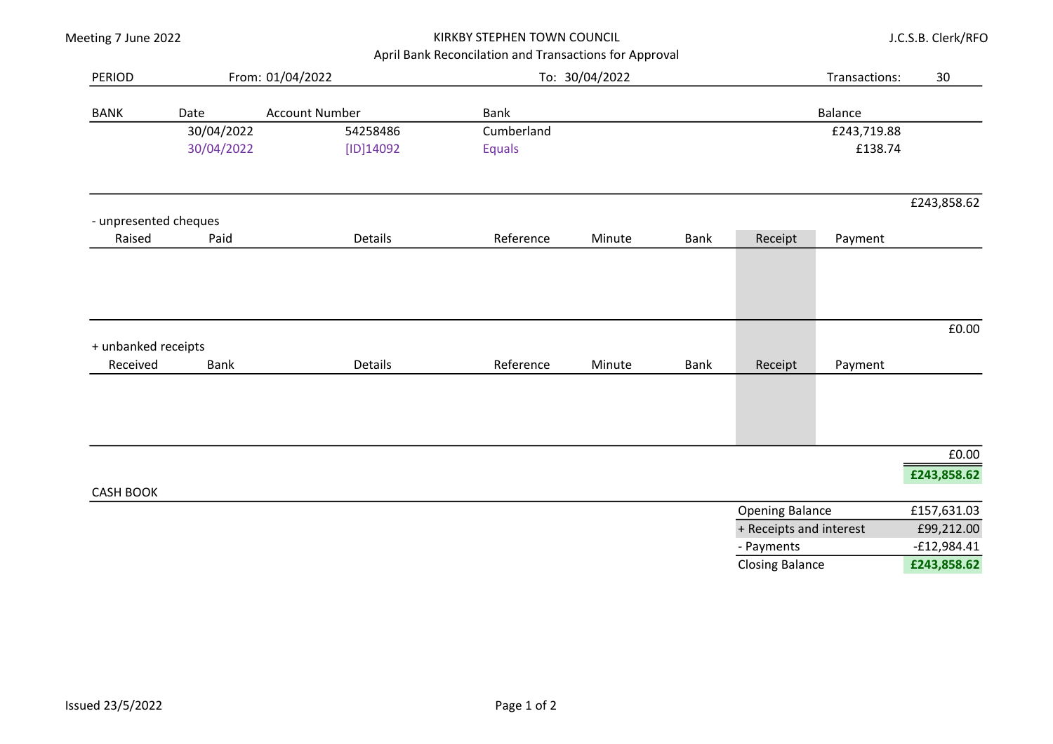Meeting 7 June 2022

# KIRKBY STEPHEN TOWN COUNCIL

## April Bank Reconcilation and Transactions for Approval

J.C.S.B. Clerk/RFO

| PERIOD | From: 01/04/2022 | To: 30/04/2022 | Transactions: | 30 |
|---|---|---|---|---|

| BANK | Date | Account Number | Bank | Balance | |
|---|---|---|---|---|---|
| | 30/04/2022 | 54258486 | Cumberland | £243,719.88 | |
| | 30/04/2022 | [ID]14092 | Equals | £138.74 | |
| | | | | | £243,858.62 |

- unpresented cheques

| Raised | Paid | Details | Reference | Minute | Bank | Receipt | Payment | |
|---|---|---|---|---|---|---|---|---|
| | | | | | | | | £0.00 |

+ unbanked receipts

| Received | Bank | Details | Reference | Minute | Bank | Receipt | Payment | |
|---|---|---|---|---|---|---|---|---|
| | | | | | | | | £0.00 |
| | | | | | | | | **£243,858.62** |

CASH BOOK

| | |
|---|---|
| Opening Balance | £157,631.03 |
| + Receipts and interest | £99,212.00 |
| - Payments | -£12,984.41 |
| Closing Balance | **£243,858.62** |

Issued 23/5/2022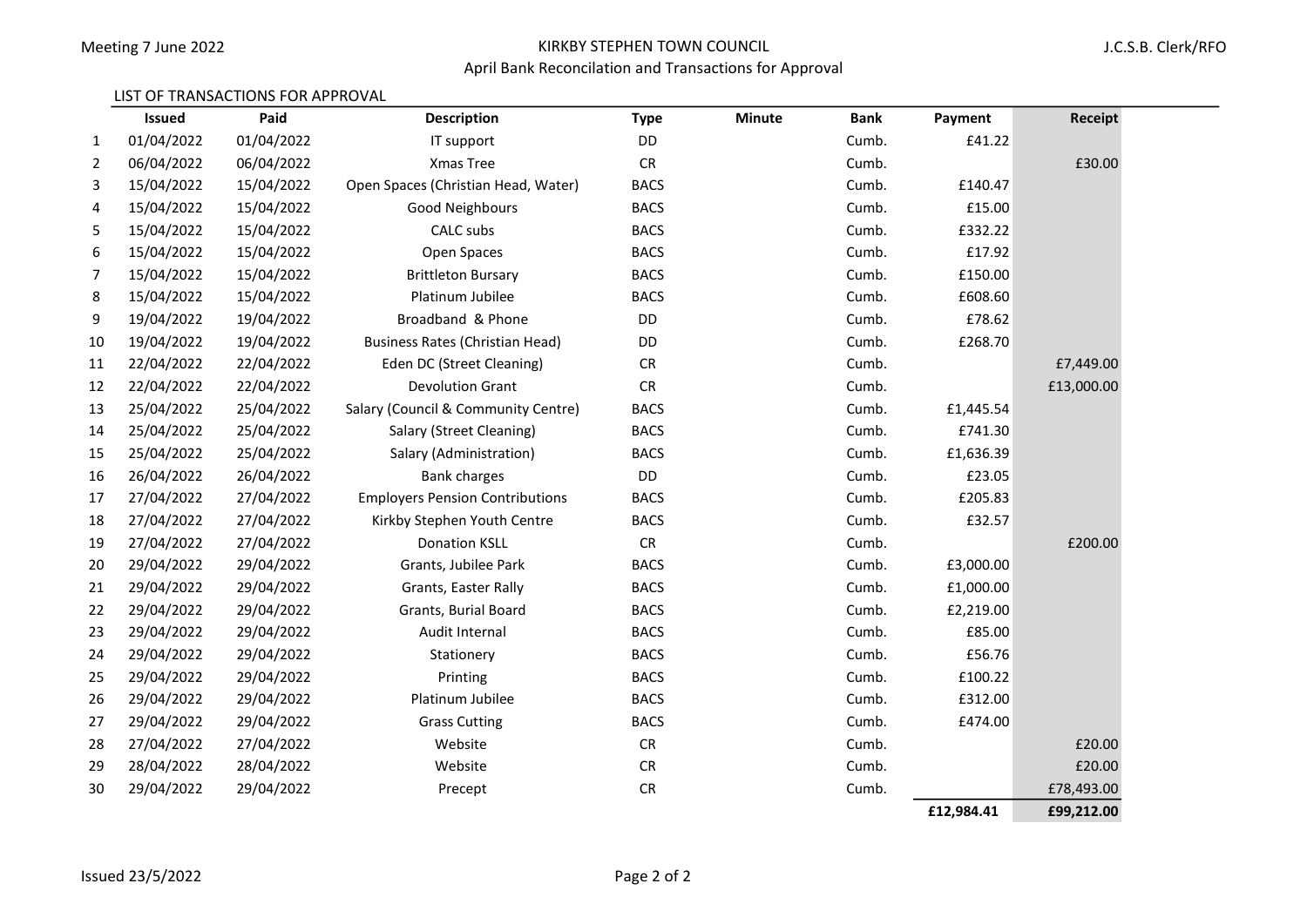Meeting 7 June 2022

KIRKBY STEPHEN TOWN COUNCIL

April Bank Reconcilation and Transactions for Approval

J.C.S.B. Clerk/RFO

LIST OF TRANSACTIONS FOR APPROVAL

| | Issued | Paid | Description | Type | Minute | Bank | Payment | Receipt |
|---|---|---|---|---|---|---|---|---|
| 1 | 01/04/2022 | 01/04/2022 | IT support | DD | | Cumb. | £41.22 | |
| 2 | 06/04/2022 | 06/04/2022 | Xmas Tree | CR | | Cumb. | | £30.00 |
| 3 | 15/04/2022 | 15/04/2022 | Open Spaces (Christian Head, Water) | BACS | | Cumb. | £140.47 | |
| 4 | 15/04/2022 | 15/04/2022 | Good Neighbours | BACS | | Cumb. | £15.00 | |
| 5 | 15/04/2022 | 15/04/2022 | CALC subs | BACS | | Cumb. | £332.22 | |
| 6 | 15/04/2022 | 15/04/2022 | Open Spaces | BACS | | Cumb. | £17.92 | |
| 7 | 15/04/2022 | 15/04/2022 | Brittleton Bursary | BACS | | Cumb. | £150.00 | |
| 8 | 15/04/2022 | 15/04/2022 | Platinum Jubilee | BACS | | Cumb. | £608.60 | |
| 9 | 19/04/2022 | 19/04/2022 | Broadband & Phone | DD | | Cumb. | £78.62 | |
| 10 | 19/04/2022 | 19/04/2022 | Business Rates (Christian Head) | DD | | Cumb. | £268.70 | |
| 11 | 22/04/2022 | 22/04/2022 | Eden DC (Street Cleaning) | CR | | Cumb. | | £7,449.00 |
| 12 | 22/04/2022 | 22/04/2022 | Devolution Grant | CR | | Cumb. | | £13,000.00 |
| 13 | 25/04/2022 | 25/04/2022 | Salary (Council & Community Centre) | BACS | | Cumb. | £1,445.54 | |
| 14 | 25/04/2022 | 25/04/2022 | Salary (Street Cleaning) | BACS | | Cumb. | £741.30 | |
| 15 | 25/04/2022 | 25/04/2022 | Salary (Administration) | BACS | | Cumb. | £1,636.39 | |
| 16 | 26/04/2022 | 26/04/2022 | Bank charges | DD | | Cumb. | £23.05 | |
| 17 | 27/04/2022 | 27/04/2022 | Employers Pension Contributions | BACS | | Cumb. | £205.83 | |
| 18 | 27/04/2022 | 27/04/2022 | Kirkby Stephen Youth Centre | BACS | | Cumb. | £32.57 | |
| 19 | 27/04/2022 | 27/04/2022 | Donation KSLL | CR | | Cumb. | | £200.00 |
| 20 | 29/04/2022 | 29/04/2022 | Grants, Jubilee Park | BACS | | Cumb. | £3,000.00 | |
| 21 | 29/04/2022 | 29/04/2022 | Grants, Easter Rally | BACS | | Cumb. | £1,000.00 | |
| 22 | 29/04/2022 | 29/04/2022 | Grants, Burial Board | BACS | | Cumb. | £2,219.00 | |
| 23 | 29/04/2022 | 29/04/2022 | Audit Internal | BACS | | Cumb. | £85.00 | |
| 24 | 29/04/2022 | 29/04/2022 | Stationery | BACS | | Cumb. | £56.76 | |
| 25 | 29/04/2022 | 29/04/2022 | Printing | BACS | | Cumb. | £100.22 | |
| 26 | 29/04/2022 | 29/04/2022 | Platinum Jubilee | BACS | | Cumb. | £312.00 | |
| 27 | 29/04/2022 | 29/04/2022 | Grass Cutting | BACS | | Cumb. | £474.00 | |
| 28 | 27/04/2022 | 27/04/2022 | Website | CR | | Cumb. | | £20.00 |
| 29 | 28/04/2022 | 28/04/2022 | Website | CR | | Cumb. | | £20.00 |
| 30 | 29/04/2022 | 29/04/2022 | Precept | CR | | Cumb. | | £78,493.00 |
| | | | | | | | **£12,984.41** | **£99,212.00** |

Issued 23/5/2022